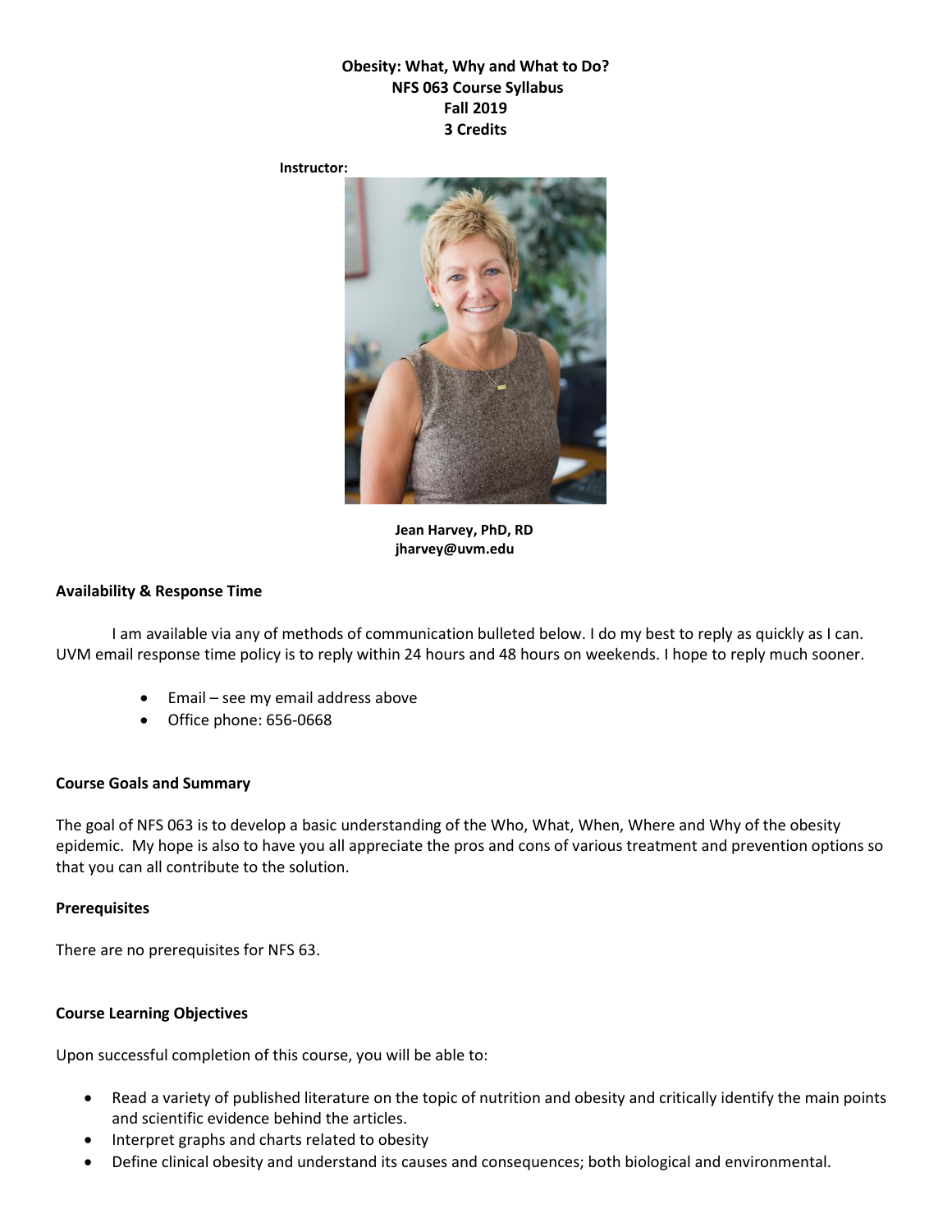**Obesity: What, Why and What to Do?**
**NFS 063 Course Syllabus**
**Fall 2019**
**3 Credits**

**Instructor:**

**Jean Harvey, PhD, RD**
**jharvey@uvm.edu**

## Availability & Response Time

I am available via any of methods of communication bulleted below. I do my best to reply as quickly as I can. UVM email response time policy is to reply within 24 hours and 48 hours on weekends. I hope to reply much sooner.

- Email – see my email address above
- Office phone: 656-0668

## Course Goals and Summary

The goal of NFS 063 is to develop a basic understanding of the Who, What, When, Where and Why of the obesity epidemic. My hope is also to have you all appreciate the pros and cons of various treatment and prevention options so that you can all contribute to the solution.

## Prerequisites

There are no prerequisites for NFS 63.

## Course Learning Objectives

Upon successful completion of this course, you will be able to:

- Read a variety of published literature on the topic of nutrition and obesity and critically identify the main points and scientific evidence behind the articles.
- Interpret graphs and charts related to obesity
- Define clinical obesity and understand its causes and consequences; both biological and environmental.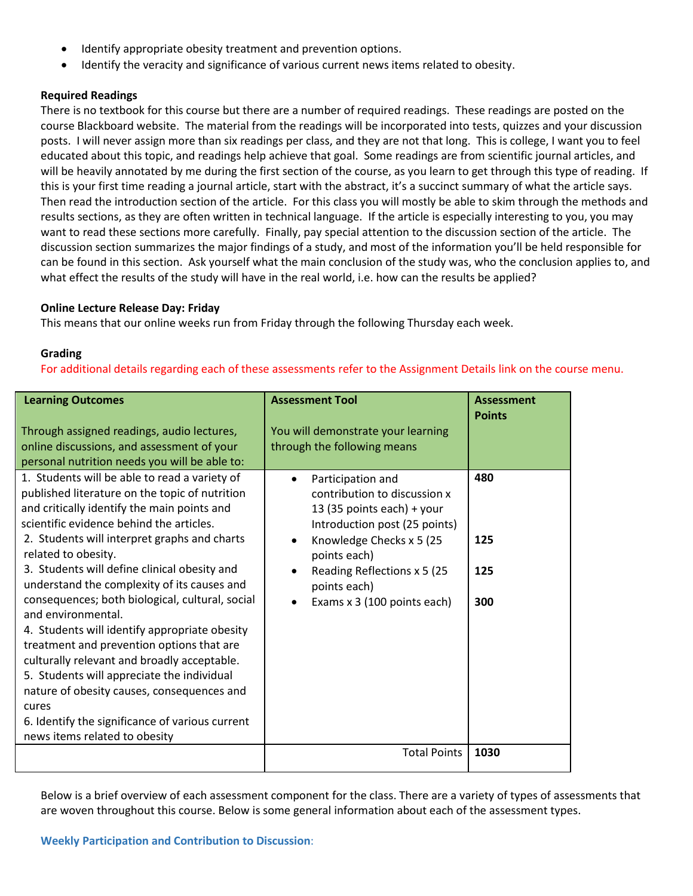- Identify appropriate obesity treatment and prevention options.
- Identify the veracity and significance of various current news items related to obesity.

**Required Readings**

There is no textbook for this course but there are a number of required readings. These readings are posted on the course Blackboard website. The material from the readings will be incorporated into tests, quizzes and your discussion posts. I will never assign more than six readings per class, and they are not that long. This is college, I want you to feel educated about this topic, and readings help achieve that goal. Some readings are from scientific journal articles, and will be heavily annotated by me during the first section of the course, as you learn to get through this type of reading. If this is your first time reading a journal article, start with the abstract, it's a succinct summary of what the article says. Then read the introduction section of the article. For this class you will mostly be able to skim through the methods and results sections, as they are often written in technical language. If the article is especially interesting to you, you may want to read these sections more carefully. Finally, pay special attention to the discussion section of the article. The discussion section summarizes the major findings of a study, and most of the information you'll be held responsible for can be found in this section. Ask yourself what the main conclusion of the study was, who the conclusion applies to, and what effect the results of the study will have in the real world, i.e. how can the results be applied?

**Online Lecture Release Day: Friday**

This means that our online weeks run from Friday through the following Thursday each week.

**Grading**

For additional details regarding each of these assessments refer to the Assignment Details link on the course menu.

| **Learning Outcomes**<br><br>Through assigned readings, audio lectures, online discussions, and assessment of your personal nutrition needs you will be able to: | **Assessment Tool**<br><br>You will demonstrate your learning through the following means | **Assessment Points** |
|---|---|---|
| 1. Students will be able to read a variety of published literature on the topic of nutrition and critically identify the main points and scientific evidence behind the articles.<br>2. Students will interpret graphs and charts related to obesity.<br>3. Students will define clinical obesity and understand the complexity of its causes and consequences; both biological, cultural, social and environmental.<br>4. Students will identify appropriate obesity treatment and prevention options that are culturally relevant and broadly acceptable.<br>5. Students will appreciate the individual nature of obesity causes, consequences and cures<br>6. Identify the significance of various current news items related to obesity | • Participation and contribution to discussion x 13 (35 points each) + your Introduction post (25 points)<br>• Knowledge Checks x 5 (25 points each)<br>• Reading Reflections x 5 (25 points each)<br>• Exams x 3 (100 points each) | **480**<br><br>**125**<br><br>**125**<br><br>**300** |
| | Total Points | **1030** |

Below is a brief overview of each assessment component for the class. There are a variety of types of assessments that are woven throughout this course. Below is some general information about each of the assessment types.

**Weekly Participation and Contribution to Discussion**: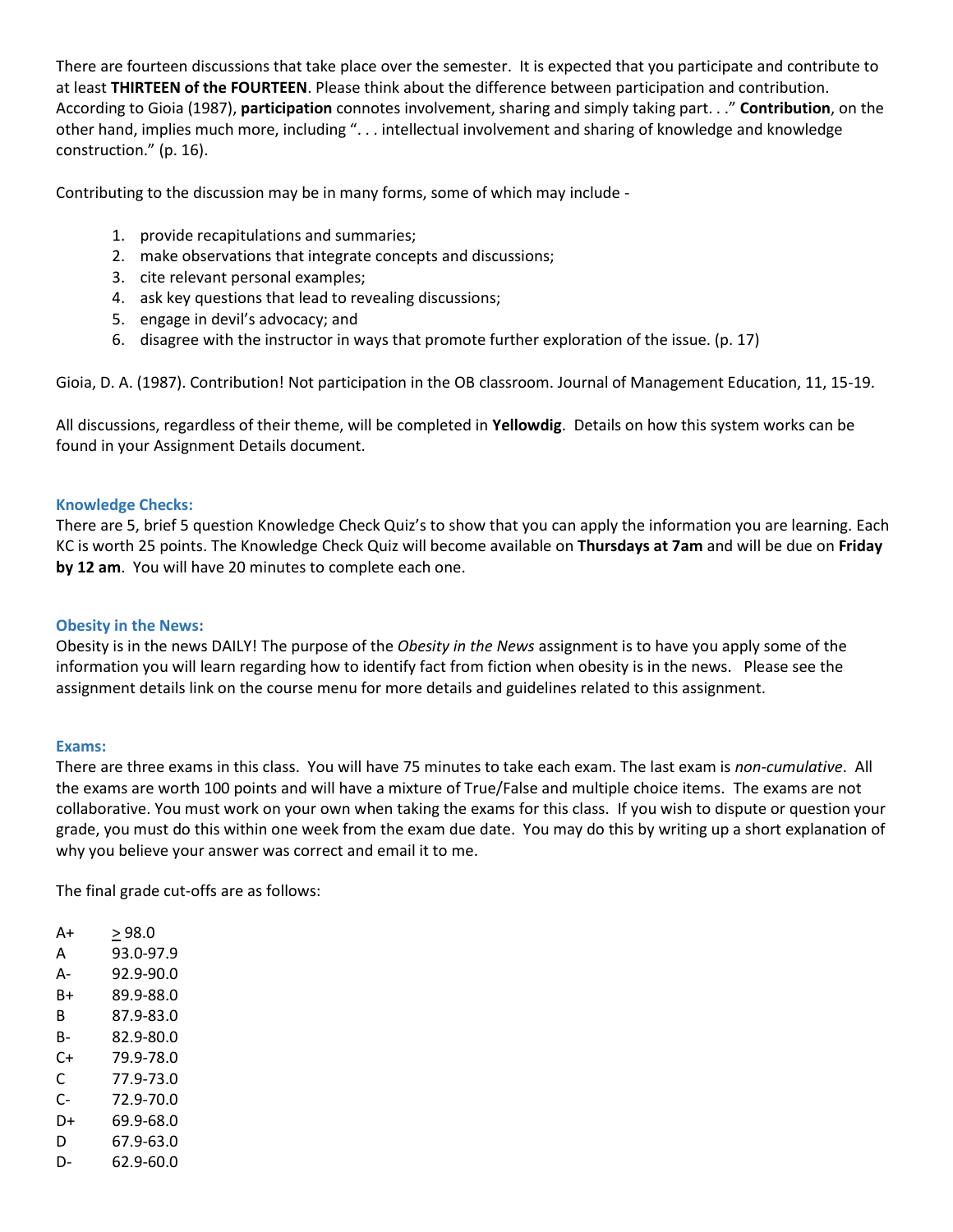There are fourteen discussions that take place over the semester. It is expected that you participate and contribute to at least **THIRTEEN of the FOURTEEN**. Please think about the difference between participation and contribution. According to Gioia (1987), **participation** connotes involvement, sharing and simply taking part. . ." **Contribution**, on the other hand, implies much more, including ". . . intellectual involvement and sharing of knowledge and knowledge construction." (p. 16).

Contributing to the discussion may be in many forms, some of which may include -

1. provide recapitulations and summaries;
2. make observations that integrate concepts and discussions;
3. cite relevant personal examples;
4. ask key questions that lead to revealing discussions;
5. engage in devil's advocacy; and
6. disagree with the instructor in ways that promote further exploration of the issue. (p. 17)

Gioia, D. A. (1987). Contribution! Not participation in the OB classroom. Journal of Management Education, 11, 15-19.

All discussions, regardless of their theme, will be completed in **Yellowdig**. Details on how this system works can be found in your Assignment Details document.

### Knowledge Checks:

There are 5, brief 5 question Knowledge Check Quiz's to show that you can apply the information you are learning. Each KC is worth 25 points. The Knowledge Check Quiz will become available on **Thursdays at 7am** and will be due on **Friday by 12 am**. You will have 20 minutes to complete each one.

### Obesity in the News:

Obesity is in the news DAILY! The purpose of the *Obesity in the News* assignment is to have you apply some of the information you will learn regarding how to identify fact from fiction when obesity is in the news. Please see the assignment details link on the course menu for more details and guidelines related to this assignment.

### Exams:

There are three exams in this class. You will have 75 minutes to take each exam. The last exam is *non-cumulative*. All the exams are worth 100 points and will have a mixture of True/False and multiple choice items. The exams are not collaborative. You must work on your own when taking the exams for this class. If you wish to dispute or question your grade, you must do this within one week from the exam due date. You may do this by writing up a short explanation of why you believe your answer was correct and email it to me.

The final grade cut-offs are as follows:

| | |
|---|---|
| A+ | ≥ 98.0 |
| A | 93.0-97.9 |
| A- | 92.9-90.0 |
| B+ | 89.9-88.0 |
| B | 87.9-83.0 |
| B- | 82.9-80.0 |
| C+ | 79.9-78.0 |
| C | 77.9-73.0 |
| C- | 72.9-70.0 |
| D+ | 69.9-68.0 |
| D | 67.9-63.0 |
| D- | 62.9-60.0 |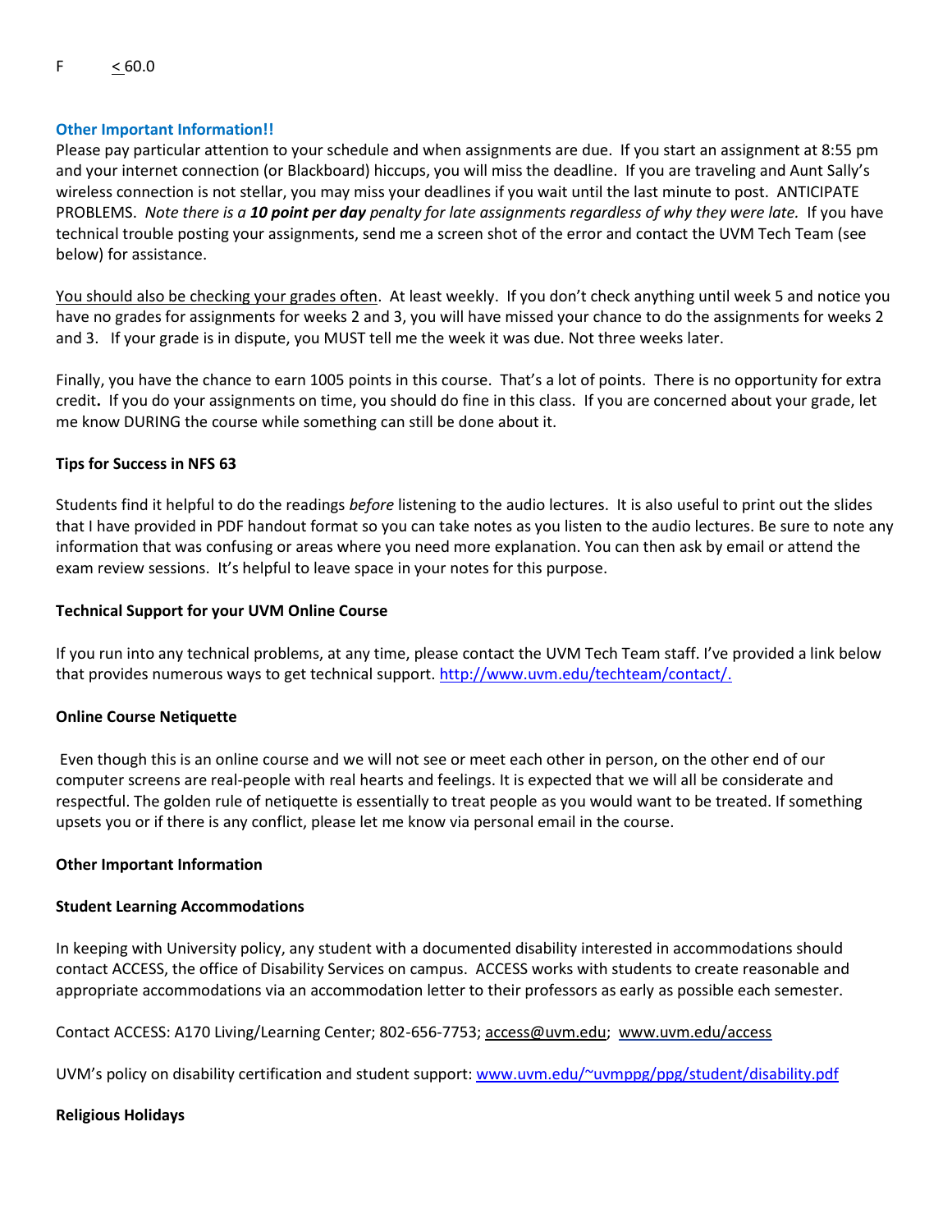F ≤ 60.0

**Other Important Information!!**

Please pay particular attention to your schedule and when assignments are due. If you start an assignment at 8:55 pm and your internet connection (or Blackboard) hiccups, you will miss the deadline. If you are traveling and Aunt Sally's wireless connection is not stellar, you may miss your deadlines if you wait until the last minute to post. ANTICIPATE PROBLEMS. *Note there is a **10 point per day** penalty for late assignments regardless of why they were late.* If you have technical trouble posting your assignments, send me a screen shot of the error and contact the UVM Tech Team (see below) for assistance.

You should also be checking your grades often. At least weekly. If you don't check anything until week 5 and notice you have no grades for assignments for weeks 2 and 3, you will have missed your chance to do the assignments for weeks 2 and 3. If your grade is in dispute, you MUST tell me the week it was due. Not three weeks later.

Finally, you have the chance to earn 1005 points in this course. That's a lot of points. There is no opportunity for extra credit**.** If you do your assignments on time, you should do fine in this class. If you are concerned about your grade, let me know DURING the course while something can still be done about it.

**Tips for Success in NFS 63**

Students find it helpful to do the readings *before* listening to the audio lectures. It is also useful to print out the slides that I have provided in PDF handout format so you can take notes as you listen to the audio lectures. Be sure to note any information that was confusing or areas where you need more explanation. You can then ask by email or attend the exam review sessions. It's helpful to leave space in your notes for this purpose.

**Technical Support for your UVM Online Course**

If you run into any technical problems, at any time, please contact the UVM Tech Team staff. I've provided a link below that provides numerous ways to get technical support. http://www.uvm.edu/techteam/contact/.

**Online Course Netiquette**

Even though this is an online course and we will not see or meet each other in person, on the other end of our computer screens are real-people with real hearts and feelings. It is expected that we will all be considerate and respectful. The golden rule of netiquette is essentially to treat people as you would want to be treated. If something upsets you or if there is any conflict, please let me know via personal email in the course.

**Other Important Information**

**Student Learning Accommodations**

In keeping with University policy, any student with a documented disability interested in accommodations should contact ACCESS, the office of Disability Services on campus. ACCESS works with students to create reasonable and appropriate accommodations via an accommodation letter to their professors as early as possible each semester.

Contact ACCESS: A170 Living/Learning Center; 802-656-7753; access@uvm.edu; www.uvm.edu/access

UVM's policy on disability certification and student support: www.uvm.edu/~uvmppg/ppg/student/disability.pdf

**Religious Holidays**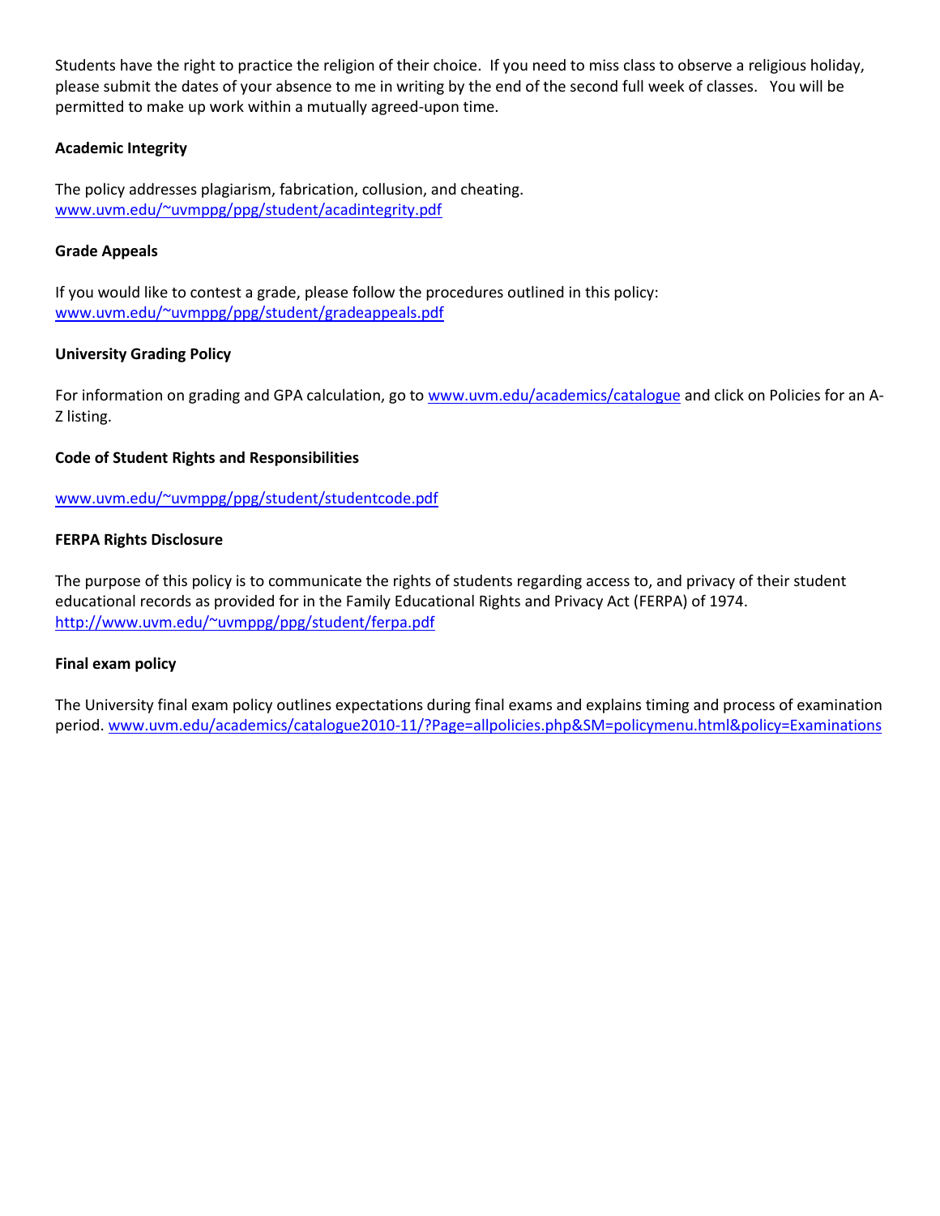Students have the right to practice the religion of their choice. If you need to miss class to observe a religious holiday, please submit the dates of your absence to me in writing by the end of the second full week of classes. You will be permitted to make up work within a mutually agreed-upon time.

**Academic Integrity**

The policy addresses plagiarism, fabrication, collusion, and cheating.
www.uvm.edu/~uvmppg/ppg/student/acadintegrity.pdf

**Grade Appeals**

If you would like to contest a grade, please follow the procedures outlined in this policy:
www.uvm.edu/~uvmppg/ppg/student/gradeappeals.pdf

**University Grading Policy**

For information on grading and GPA calculation, go to www.uvm.edu/academics/catalogue and click on Policies for an A-Z listing.

**Code of Student Rights and Responsibilities**

www.uvm.edu/~uvmppg/ppg/student/studentcode.pdf

**FERPA Rights Disclosure**

The purpose of this policy is to communicate the rights of students regarding access to, and privacy of their student educational records as provided for in the Family Educational Rights and Privacy Act (FERPA) of 1974.
http://www.uvm.edu/~uvmppg/ppg/student/ferpa.pdf

**Final exam policy**

The University final exam policy outlines expectations during final exams and explains timing and process of examination period. www.uvm.edu/academics/catalogue2010-11/?Page=allpolicies.php&SM=policymenu.html&policy=Examinations